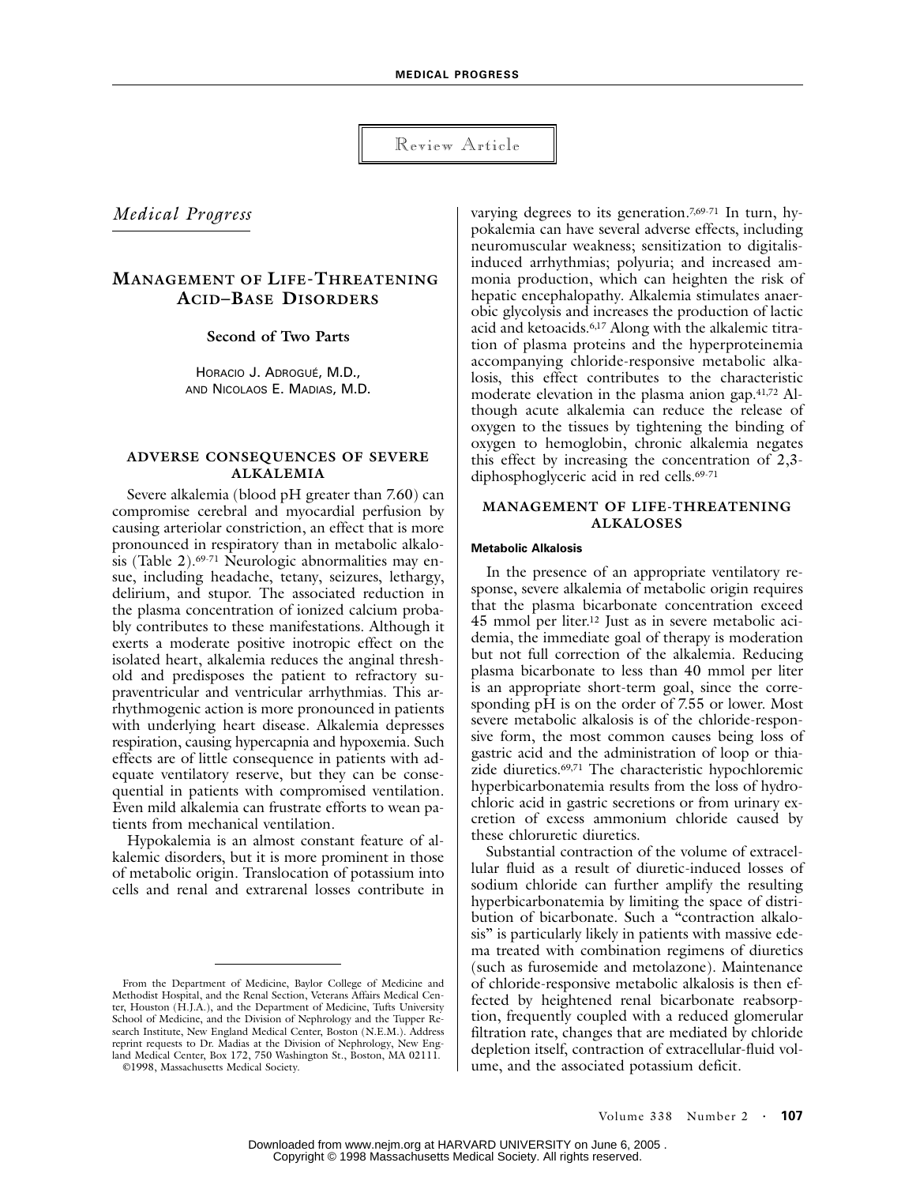Review Article

*Medical Progress*

# MANAGEMENT OF LIFE-THREATENING ACID–BASE DISORDERS

**Second of Two Parts**

HORACIO J. ADROGUÉ, M.D., AND NICOLAOS E. MADIAS, M.D.

## ADVERSE CONSEQUENCES OF SEVERE ALKALEMIA

Severe alkalemia (blood pH greater than 7.60) can compromise cerebral and myocardial perfusion by causing arteriolar constriction, an effect that is more pronounced in respiratory than in metabolic alkalosis (Table 2).[69-71] Neurologic abnormalities may ensue, including headache, tetany, seizures, lethargy, delirium, and stupor. The associated reduction in the plasma concentration of ionized calcium probably contributes to these manifestations. Although it exerts a moderate positive inotropic effect on the isolated heart, alkalemia reduces the anginal threshold and predisposes the patient to refractory supraventricular and ventricular arrhythmias. This arrhythmogenic action is more pronounced in patients with underlying heart disease. Alkalemia depresses respiration, causing hypercapnia and hypoxemia. Such effects are of little consequence in patients with adequate ventilatory reserve, but they can be consequential in patients with compromised ventilation. Even mild alkalemia can frustrate efforts to wean patients from mechanical ventilation.

Hypokalemia is an almost constant feature of alkalemic disorders, but it is more prominent in those of metabolic origin. Translocation of potassium into cells and renal and extrarenal losses contribute in varying degrees to its generation.[7,69-71] In turn, hypokalemia can have several adverse effects, including neuromuscular weakness; sensitization to digitalis-induced arrhythmias; polyuria; and increased ammonia production, which can heighten the risk of hepatic encephalopathy. Alkalemia stimulates anaerobic glycolysis and increases the production of lactic acid and ketoacids.[6,17] Along with the alkalemic titration of plasma proteins and the hyperproteinemia accompanying chloride-responsive metabolic alkalosis, this effect contributes to the characteristic moderate elevation in the plasma anion gap.[41,72] Although acute alkalemia can reduce the release of oxygen to the tissues by tightening the binding of oxygen to hemoglobin, chronic alkalemia negates this effect by increasing the concentration of 2,3-diphosphoglyceric acid in red cells.[69-71]

## MANAGEMENT OF LIFE-THREATENING ALKALOSES

### Metabolic Alkalosis

In the presence of an appropriate ventilatory response, severe alkalemia of metabolic origin requires that the plasma bicarbonate concentration exceed 45 mmol per liter.[12] Just as in severe metabolic acidemia, the immediate goal of therapy is moderation but not full correction of the alkalemia. Reducing plasma bicarbonate to less than 40 mmol per liter is an appropriate short-term goal, since the corresponding pH is on the order of 7.55 or lower. Most severe metabolic alkalosis is of the chloride-responsive form, the most common causes being loss of gastric acid and the administration of loop or thiazide diuretics.[69,71] The characteristic hypochloremic hyperbicarbonatemia results from the loss of hydrochloric acid in gastric secretions or from urinary excretion of excess ammonium chloride caused by these chloruretic diuretics.

Substantial contraction of the volume of extracellular fluid as a result of diuretic-induced losses of sodium chloride can further amplify the resulting hyperbicarbonatemia by limiting the space of distribution of bicarbonate. Such a "contraction alkalosis" is particularly likely in patients with massive edema treated with combination regimens of diuretics (such as furosemide and metolazone). Maintenance of chloride-responsive metabolic alkalosis is then effected by heightened renal bicarbonate reabsorption, frequently coupled with a reduced glomerular filtration rate, changes that are mediated by chloride depletion itself, contraction of extracellular-fluid volume, and the associated potassium deficit.

From the Department of Medicine, Baylor College of Medicine and Methodist Hospital, and the Renal Section, Veterans Affairs Medical Center, Houston (H.J.A.), and the Department of Medicine, Tufts University School of Medicine, and the Division of Nephrology and the Tupper Research Institute, New England Medical Center, Boston (N.E.M.). Address reprint requests to Dr. Madias at the Division of Nephrology, New England Medical Center, Box 172, 750 Washington St., Boston, MA 02111.

©1998, Massachusetts Medical Society.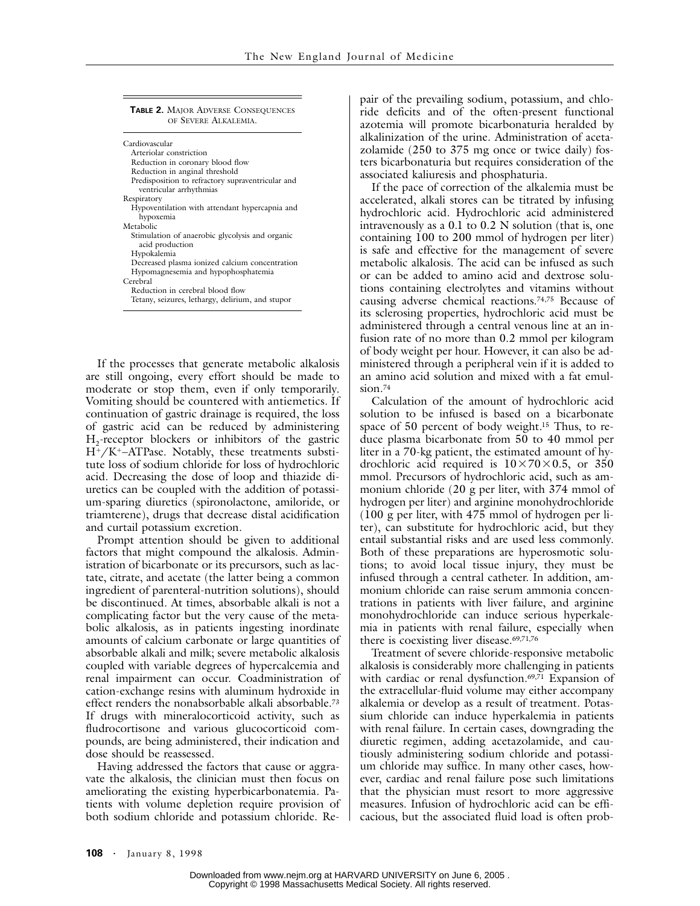**TABLE 2.** MAJOR ADVERSE CONSEQUENCES OF SEVERE ALKALEMIA.

| |
|---|
| Cardiovascular |
| Arteriolar constriction |
| Reduction in coronary blood flow |
| Reduction in anginal threshold |
| Predisposition to refractory supraventricular and ventricular arrhythmias |
| Respiratory |
| Hypoventilation with attendant hypercapnia and hypoxemia |
| Metabolic |
| Stimulation of anaerobic glycolysis and organic acid production |
| Hypokalemia |
| Decreased plasma ionized calcium concentration |
| Hypomagnesemia and hypophosphatemia |
| Cerebral |
| Reduction in cerebral blood flow |
| Tetany, seizures, lethargy, delirium, and stupor |

If the processes that generate metabolic alkalosis are still ongoing, every effort should be made to moderate or stop them, even if only temporarily. Vomiting should be countered with antiemetics. If continuation of gastric drainage is required, the loss of gastric acid can be reduced by administering $H_2$-receptor blockers or inhibitors of the gastric $H^+/K^+$–ATPase. Notably, these treatments substitute loss of sodium chloride for loss of hydrochloric acid. Decreasing the dose of loop and thiazide diuretics can be coupled with the addition of potassium-sparing diuretics (spironolactone, amiloride, or triamterene), drugs that decrease distal acidification and curtail potassium excretion.

Prompt attention should be given to additional factors that might compound the alkalosis. Administration of bicarbonate or its precursors, such as lactate, citrate, and acetate (the latter being a common ingredient of parenteral-nutrition solutions), should be discontinued. At times, absorbable alkali is not a complicating factor but the very cause of the metabolic alkalosis, as in patients ingesting inordinate amounts of calcium carbonate or large quantities of absorbable alkali and milk; severe metabolic alkalosis coupled with variable degrees of hypercalcemia and renal impairment can occur. Coadministration of cation-exchange resins with aluminum hydroxide in effect renders the nonabsorbable alkali absorbable.[73] If drugs with mineralocorticoid activity, such as fludrocortisone and various glucocorticoid compounds, are being administered, their indication and dose should be reassessed.

Having addressed the factors that cause or aggravate the alkalosis, the clinician must then focus on ameliorating the existing hyperbicarbonatemia. Patients with volume depletion require provision of both sodium chloride and potassium chloride. Repair of the prevailing sodium, potassium, and chloride deficits and of the often-present functional azotemia will promote bicarbonaturia heralded by alkalinization of the urine. Administration of acetazolamide (250 to 375 mg once or twice daily) fosters bicarbonaturia but requires consideration of the associated kaliuresis and phosphaturia.

If the pace of correction of the alkalemia must be accelerated, alkali stores can be titrated by infusing hydrochloric acid. Hydrochloric acid administered intravenously as a 0.1 to 0.2 N solution (that is, one containing 100 to 200 mmol of hydrogen per liter) is safe and effective for the management of severe metabolic alkalosis. The acid can be infused as such or can be added to amino acid and dextrose solutions containing electrolytes and vitamins without causing adverse chemical reactions.[74,75] Because of its sclerosing properties, hydrochloric acid must be administered through a central venous line at an infusion rate of no more than 0.2 mmol per kilogram of body weight per hour. However, it can also be administered through a peripheral vein if it is added to an amino acid solution and mixed with a fat emulsion.[74]

Calculation of the amount of hydrochloric acid solution to be infused is based on a bicarbonate space of 50 percent of body weight.[15] Thus, to reduce plasma bicarbonate from 50 to 40 mmol per liter in a 70-kg patient, the estimated amount of hydrochloric acid required is $10 \times 70 \times 0.5$, or 350 mmol. Precursors of hydrochloric acid, such as ammonium chloride (20 g per liter, with 374 mmol of hydrogen per liter) and arginine monohydrochloride (100 g per liter, with 475 mmol of hydrogen per liter), can substitute for hydrochloric acid, but they entail substantial risks and are used less commonly. Both of these preparations are hyperosmotic solutions; to avoid local tissue injury, they must be infused through a central catheter. In addition, ammonium chloride can raise serum ammonia concentrations in patients with liver failure, and arginine monohydrochloride can induce serious hyperkalemia in patients with renal failure, especially when there is coexisting liver disease.[69,71,76]

Treatment of severe chloride-responsive metabolic alkalosis is considerably more challenging in patients with cardiac or renal dysfunction.[69,71] Expansion of the extracellular-fluid volume may either accompany alkalemia or develop as a result of treatment. Potassium chloride can induce hyperkalemia in patients with renal failure. In certain cases, downgrading the diuretic regimen, adding acetazolamide, and cautiously administering sodium chloride and potassium chloride may suffice. In many other cases, however, cardiac and renal failure pose such limitations that the physician must resort to more aggressive measures. Infusion of hydrochloric acid can be efficacious, but the associated fluid load is often prob-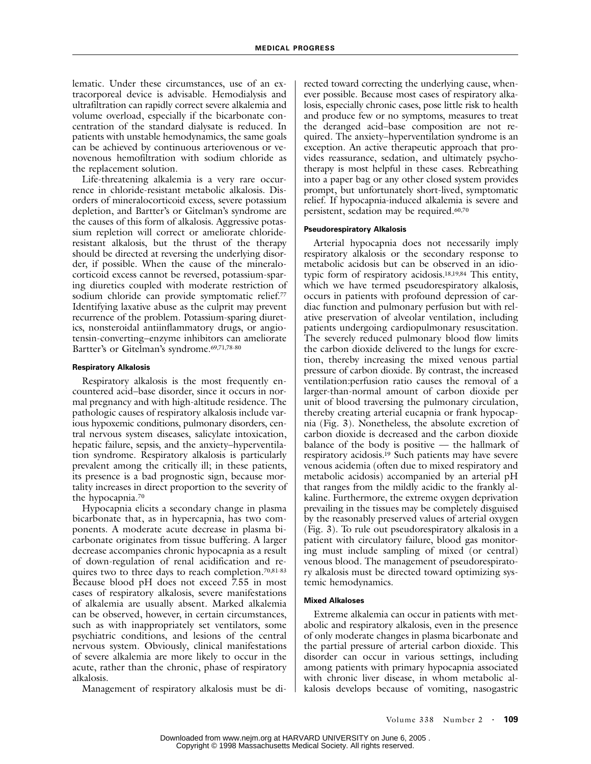lematic. Under these circumstances, use of an extracorporeal device is advisable. Hemodialysis and ultrafiltration can rapidly correct severe alkalemia and volume overload, especially if the bicarbonate concentration of the standard dialysate is reduced. In patients with unstable hemodynamics, the same goals can be achieved by continuous arteriovenous or venovenous hemofiltration with sodium chloride as the replacement solution.

Life-threatening alkalemia is a very rare occurrence in chloride-resistant metabolic alkalosis. Disorders of mineralocorticoid excess, severe potassium depletion, and Bartter's or Gitelman's syndrome are the causes of this form of alkalosis. Aggressive potassium repletion will correct or ameliorate chloride-resistant alkalosis, but the thrust of the therapy should be directed at reversing the underlying disorder, if possible. When the cause of the mineralocorticoid excess cannot be reversed, potassium-sparing diuretics coupled with moderate restriction of sodium chloride can provide symptomatic relief.[77] Identifying laxative abuse as the culprit may prevent recurrence of the problem. Potassium-sparing diuretics, nonsteroidal antiinflammatory drugs, or angiotensin-converting–enzyme inhibitors can ameliorate Bartter's or Gitelman's syndrome.[69,71,78-80]

#### Respiratory Alkalosis

Respiratory alkalosis is the most frequently encountered acid–base disorder, since it occurs in normal pregnancy and with high-altitude residence. The pathologic causes of respiratory alkalosis include various hypoxemic conditions, pulmonary disorders, central nervous system diseases, salicylate intoxication, hepatic failure, sepsis, and the anxiety–hyperventilation syndrome. Respiratory alkalosis is particularly prevalent among the critically ill; in these patients, its presence is a bad prognostic sign, because mortality increases in direct proportion to the severity of the hypocapnia.[70]

Hypocapnia elicits a secondary change in plasma bicarbonate that, as in hypercapnia, has two components. A moderate acute decrease in plasma bicarbonate originates from tissue buffering. A larger decrease accompanies chronic hypocapnia as a result of down-regulation of renal acidification and requires two to three days to reach completion.[70,81-83] Because blood pH does not exceed 7.55 in most cases of respiratory alkalosis, severe manifestations of alkalemia are usually absent. Marked alkalemia can be observed, however, in certain circumstances, such as with inappropriately set ventilators, some psychiatric conditions, and lesions of the central nervous system. Obviously, clinical manifestations of severe alkalemia are more likely to occur in the acute, rather than the chronic, phase of respiratory alkalosis.

Management of respiratory alkalosis must be directed toward correcting the underlying cause, whenever possible. Because most cases of respiratory alkalosis, especially chronic cases, pose little risk to health and produce few or no symptoms, measures to treat the deranged acid–base composition are not required. The anxiety–hyperventilation syndrome is an exception. An active therapeutic approach that provides reassurance, sedation, and ultimately psychotherapy is most helpful in these cases. Rebreathing into a paper bag or any other closed system provides prompt, but unfortunately short-lived, symptomatic relief. If hypocapnia-induced alkalemia is severe and persistent, sedation may be required.[60,70]

#### Pseudorespiratory Alkalosis

Arterial hypocapnia does not necessarily imply respiratory alkalosis or the secondary response to metabolic acidosis but can be observed in an idiotypic form of respiratory acidosis.[18,19,84] This entity, which we have termed pseudorespiratory alkalosis, occurs in patients with profound depression of cardiac function and pulmonary perfusion but with relative preservation of alveolar ventilation, including patients undergoing cardiopulmonary resuscitation. The severely reduced pulmonary blood flow limits the carbon dioxide delivered to the lungs for excretion, thereby increasing the mixed venous partial pressure of carbon dioxide. By contrast, the increased ventilation:perfusion ratio causes the removal of a larger-than-normal amount of carbon dioxide per unit of blood traversing the pulmonary circulation, thereby creating arterial eucapnia or frank hypocapnia (Fig. 3). Nonetheless, the absolute excretion of carbon dioxide is decreased and the carbon dioxide balance of the body is positive — the hallmark of respiratory acidosis.[19] Such patients may have severe venous acidemia (often due to mixed respiratory and metabolic acidosis) accompanied by an arterial pH that ranges from the mildly acidic to the frankly alkaline. Furthermore, the extreme oxygen deprivation prevailing in the tissues may be completely disguised by the reasonably preserved values of arterial oxygen (Fig. 3). To rule out pseudorespiratory alkalosis in a patient with circulatory failure, blood gas monitoring must include sampling of mixed (or central) venous blood. The management of pseudorespiratory alkalosis must be directed toward optimizing systemic hemodynamics.

#### Mixed Alkaloses

Extreme alkalemia can occur in patients with metabolic and respiratory alkalosis, even in the presence of only moderate changes in plasma bicarbonate and the partial pressure of arterial carbon dioxide. This disorder can occur in various settings, including among patients with primary hypocapnia associated with chronic liver disease, in whom metabolic alkalosis develops because of vomiting, nasogastric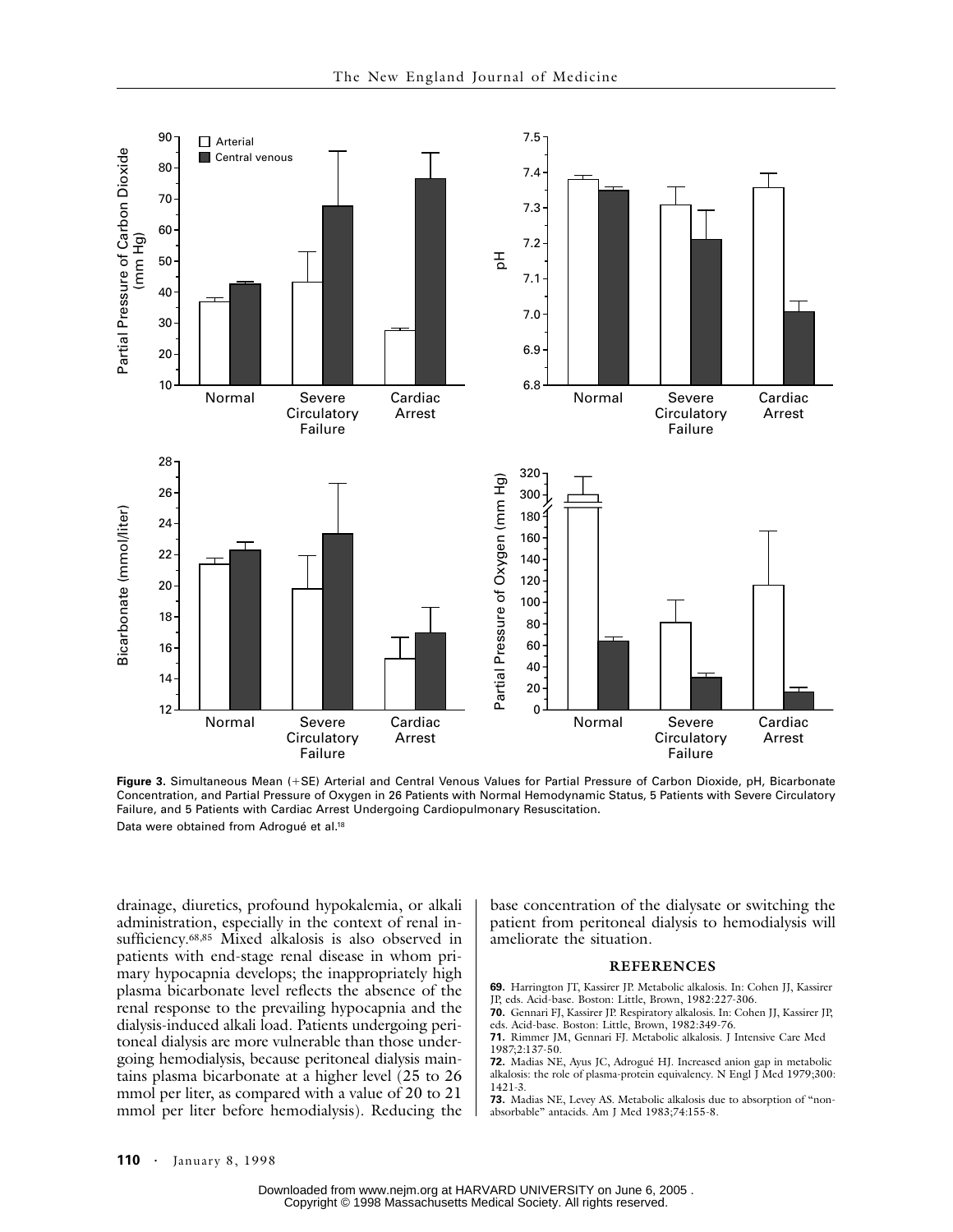**Figure 3.** Simultaneous Mean (+SE) Arterial and Central Venous Values for Partial Pressure of Carbon Dioxide, pH, Bicarbonate Concentration, and Partial Pressure of Oxygen in 26 Patients with Normal Hemodynamic Status, 5 Patients with Severe Circulatory Failure, and 5 Patients with Cardiac Arrest Undergoing Cardiopulmonary Resuscitation.

Data were obtained from Adrogué et al.[18]

drainage, diuretics, profound hypokalemia, or alkali administration, especially in the context of renal insufficiency.[68,85] Mixed alkalosis is also observed in patients with end-stage renal disease in whom primary hypocapnia develops; the inappropriately high plasma bicarbonate level reflects the absence of the renal response to the prevailing hypocapnia and the dialysis-induced alkali load. Patients undergoing peritoneal dialysis are more vulnerable than those undergoing hemodialysis, because peritoneal dialysis maintains plasma bicarbonate at a higher level (25 to 26 mmol per liter, as compared with a value of 20 to 21 mmol per liter before hemodialysis). Reducing the base concentration of the dialysate or switching the patient from peritoneal dialysis to hemodialysis will ameliorate the situation.

## REFERENCES

**69.** Harrington JT, Kassirer JP. Metabolic alkalosis. In: Cohen JJ, Kassirer JP, eds. Acid-base. Boston: Little, Brown, 1982:227-306.

**70.** Gennari FJ, Kassirer JP. Respiratory alkalosis. In: Cohen JJ, Kassirer JP, eds. Acid-base. Boston: Little, Brown, 1982:349-76.

**71.** Rimmer JM, Gennari FJ. Metabolic alkalosis. J Intensive Care Med 1987;2:137-50.

**72.** Madias NE, Ayus JC, Adrogué HJ. Increased anion gap in metabolic alkalosis: the role of plasma-protein equivalency. N Engl J Med 1979;300:1421-3.

**73.** Madias NE, Levey AS. Metabolic alkalosis due to absorption of "nonabsorbable" antacids. Am J Med 1983;74:155-8.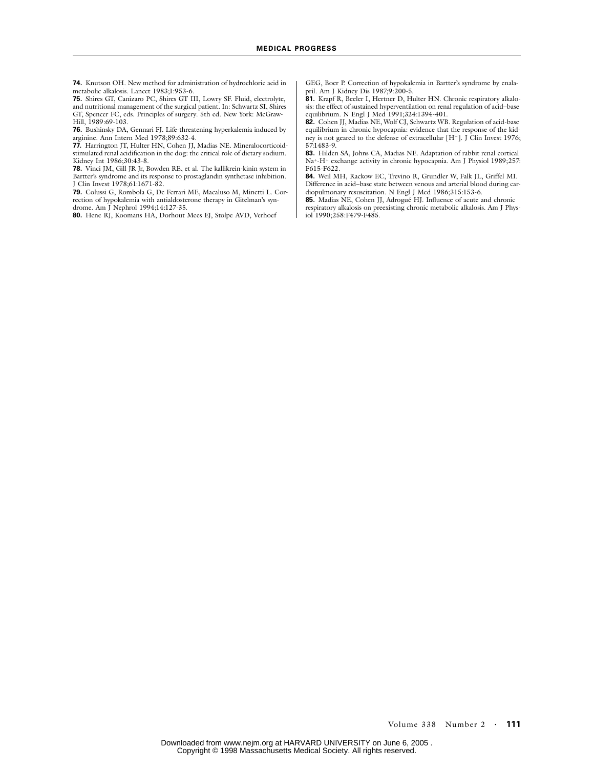**74.** Knutson OH. New method for administration of hydrochloric acid in metabolic alkalosis. Lancet 1983;1:953-6.

**75.** Shires GT, Canizaro PC, Shires GT III, Lowry SF. Fluid, electrolyte, and nutritional management of the surgical patient. In: Schwartz SI, Shires GT, Spencer FC, eds. Principles of surgery. 5th ed. New York: McGraw-Hill, 1989:69-103.

**76.** Bushinsky DA, Gennari FJ. Life-threatening hyperkalemia induced by arginine. Ann Intern Med 1978;89:632-4.

**77.** Harrington JT, Hulter HN, Cohen JJ, Madias NE. Mineralocorticoid-stimulated renal acidification in the dog: the critical role of dietary sodium. Kidney Int 1986;30:43-8.

**78.** Vinci JM, Gill JR Jr, Bowden RE, et al. The kallikrein-kinin system in Bartter's syndrome and its response to prostaglandin synthetase inhibition. J Clin Invest 1978;61:1671-82.

**79.** Colussi G, Rombola G, De Ferrari ME, Macaluso M, Minetti L. Correction of hypokalemia with antialdosterone therapy in Gitelman's syndrome. Am J Nephrol 1994;14:127-35.

**80.** Hene RJ, Koomans HA, Dorhout Mees EJ, Stolpe AVD, Verhoef GEG, Boer P. Correction of hypokalemia in Bartter's syndrome by enalapril. Am J Kidney Dis 1987;9:200-5.

**81.** Krapf R, Beeler I, Hertner D, Hulter HN. Chronic respiratory alkalosis: the effect of sustained hyperventilation on renal regulation of acid–base equilibrium. N Engl J Med 1991;324:1394-401.

**82.** Cohen JJ, Madias NE, Wolf CJ, Schwartz WB. Regulation of acid-base equilibrium in chronic hypocapnia: evidence that the response of the kidney is not geared to the defense of extracellular $[H^+]$. J Clin Invest 1976; 57:1483-9.

**83.** Hilden SA, Johns CA, Madias NE. Adaptation of rabbit renal cortical $Na^+$-$H^+$ exchange activity in chronic hypocapnia. Am J Physiol 1989;257: F615-F622.

**84.** Weil MH, Rackow EC, Trevino R, Grundler W, Falk JL, Griffel MI. Difference in acid–base state between venous and arterial blood during cardiopulmonary resuscitation. N Engl J Med 1986;315:153-6.

**85.** Madias NE, Cohen JJ, Adrogué HJ. Influence of acute and chronic respiratory alkalosis on preexisting chronic metabolic alkalosis. Am J Physiol 1990;258:F479-F485.